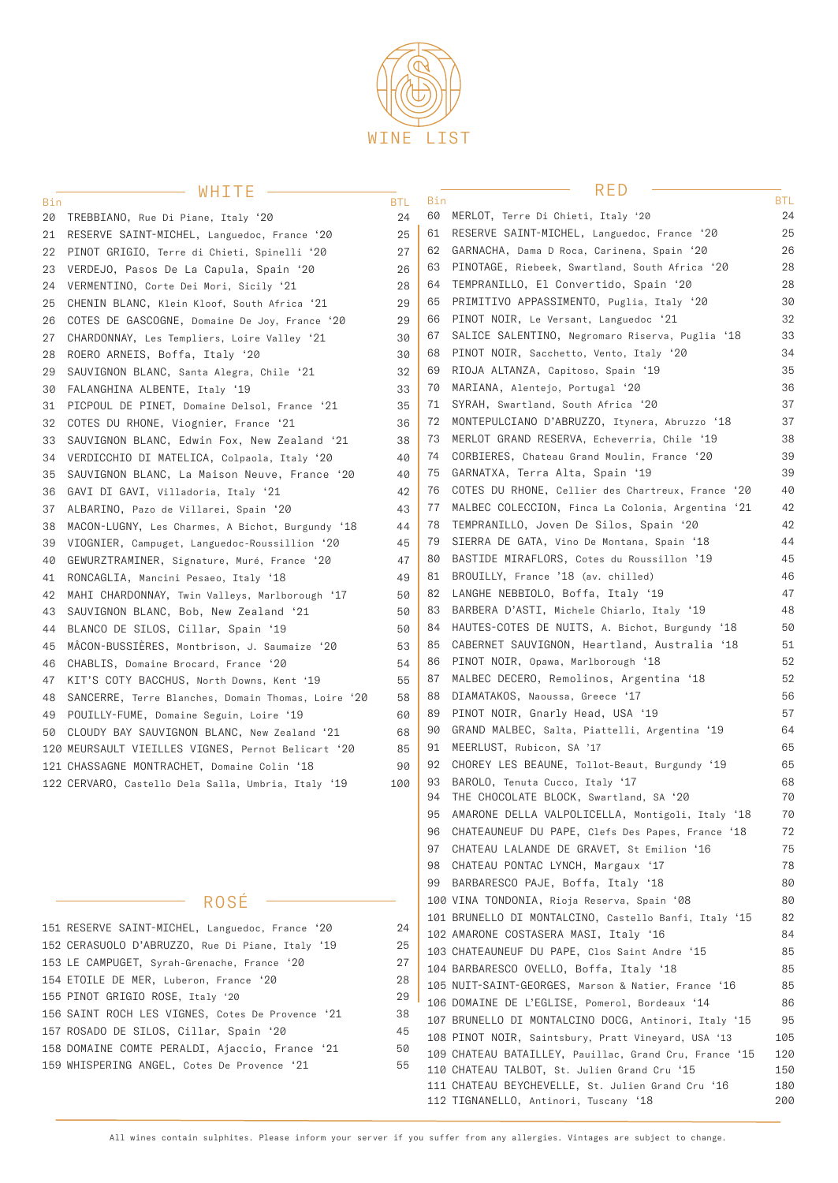# WINE LIST

## WHITE

| Bin | | BTL |
|---|---|---|
| 20 | TREBBIANO, Rue Di Piane, Italy '20 | 24 |
| 21 | RESERVE SAINT-MICHEL, Languedoc, France '20 | 25 |
| 22 | PINOT GRIGIO, Terre di Chieti, Spinelli '20 | 27 |
| 23 | VERDEJO, Pasos De La Capula, Spain '20 | 26 |
| 24 | VERMENTINO, Corte Dei Mori, Sicily '21 | 28 |
| 25 | CHENIN BLANC, Klein Kloof, South Africa '21 | 29 |
| 26 | COTES DE GASCOGNE, Domaine De Joy, France '20 | 29 |
| 27 | CHARDONNAY, Les Templiers, Loire Valley '21 | 30 |
| 28 | ROERO ARNEIS, Boffa, Italy '20 | 30 |
| 29 | SAUVIGNON BLANC, Santa Alegra, Chile '21 | 32 |
| 30 | FALANGHINA ALBENTE, Italy '19 | 33 |
| 31 | PICPOUL DE PINET, Domaine Delsol, France '21 | 35 |
| 32 | COTES DU RHONE, Viognier, France '21 | 36 |
| 33 | SAUVIGNON BLANC, Edwin Fox, New Zealand '21 | 38 |
| 34 | VERDICCHIO DI MATELICA, Colpaola, Italy '20 | 40 |
| 35 | SAUVIGNON BLANC, La Maison Neuve, France '20 | 40 |
| 36 | GAVI DI GAVI, Villadoria, Italy '21 | 42 |
| 37 | ALBARINO, Pazo de Villarei, Spain '20 | 43 |
| 38 | MACON-LUGNY, Les Charmes, A Bichot, Burgundy '18 | 44 |
| 39 | VIOGNIER, Campuget, Languedoc-Roussillion '20 | 45 |
| 40 | GEWURZTRAMINER, Signature, Muré, France '20 | 47 |
| 41 | RONCAGLIA, Mancini Pesaeo, Italy '18 | 49 |
| 42 | MAHI CHARDONNAY, Twin Valleys, Marlborough '17 | 50 |
| 43 | SAUVIGNON BLANC, Bob, New Zealand '21 | 50 |
| 44 | BLANCO DE SILOS, Cillar, Spain '19 | 50 |
| 45 | MÂCON-BUSSIÈRES, Montbrison, J. Saumaize '20 | 53 |
| 46 | CHABLIS, Domaine Brocard, France '20 | 54 |
| 47 | KIT'S COTY BACCHUS, North Downs, Kent '19 | 55 |
| 48 | SANCERRE, Terre Blanches, Domain Thomas, Loire '20 | 58 |
| 49 | POUILLY-FUME, Domaine Seguin, Loire '19 | 60 |
| 50 | CLOUDY BAY SAUVIGNON BLANC, New Zealand '21 | 68 |
| 120 | MEURSAULT VIEILLES VIGNES, Pernot Belicart '20 | 85 |
| 121 | CHASSAGNE MONTRACHET, Domaine Colin '18 | 90 |
| 122 | CERVARO, Castello Dela Salla, Umbria, Italy '19 | 100 |

## ROSÉ

| Bin | | BTL |
|---|---|---|
| 151 | RESERVE SAINT-MICHEL, Languedoc, France '20 | 24 |
| 152 | CERASUOLO D'ABRUZZO, Rue Di Piane, Italy '19 | 25 |
| 153 | LE CAMPUGET, Syrah-Grenache, France '20 | 27 |
| 154 | ETOILE DE MER, Luberon, France '20 | 28 |
| 155 | PINOT GRIGIO ROSE, Italy '20 | 29 |
| 156 | SAINT ROCH LES VIGNES, Cotes De Provence '21 | 38 |
| 157 | ROSADO DE SILOS, Cillar, Spain '20 | 45 |
| 158 | DOMAINE COMTE PERALDI, Ajaccio, France '21 | 50 |
| 159 | WHISPERING ANGEL, Cotes De Provence '21 | 55 |

## RED

| Bin | | BTL |
|---|---|---|
| 60 | MERLOT, Terre Di Chieti, Italy '20 | 24 |
| 61 | RESERVE SAINT-MICHEL, Languedoc, France '20 | 25 |
| 62 | GARNACHA, Dama D Roca, Carinena, Spain '20 | 26 |
| 63 | PINOTAGE, Riebeek, Swartland, South Africa '20 | 28 |
| 64 | TEMPRANILLO, El Convertido, Spain '20 | 28 |
| 65 | PRIMITIVO APPASSIMENTO, Puglia, Italy '20 | 30 |
| 66 | PINOT NOIR, Le Versant, Languedoc '21 | 32 |
| 67 | SALICE SALENTINO, Negromaro Riserva, Puglia '18 | 33 |
| 68 | PINOT NOIR, Sacchetto, Vento, Italy '20 | 34 |
| 69 | RIOJA ALTANZA, Capitoso, Spain '19 | 35 |
| 70 | MARIANA, Alentejo, Portugal '20 | 36 |
| 71 | SYRAH, Swartland, South Africa '20 | 37 |
| 72 | MONTEPULCIANO D'ABRUZZO, Itynera, Abruzzo '18 | 37 |
| 73 | MERLOT GRAND RESERVA, Echeverria, Chile '19 | 38 |
| 74 | CORBIERES, Chateau Grand Moulin, France '20 | 39 |
| 75 | GARNATXA, Terra Alta, Spain '19 | 39 |
| 76 | COTES DU RHONE, Cellier des Chartreux, France '20 | 40 |
| 77 | MALBEC COLECCION, Finca La Colonia, Argentina '21 | 42 |
| 78 | TEMPRANILLO, Joven De Silos, Spain '20 | 42 |
| 79 | SIERRA DE GATA, Vino De Montana, Spain '18 | 44 |
| 80 | BASTIDE MIRAFLORS, Cotes du Roussillon '19 | 45 |
| 81 | BROUILLY, France '18 (av. chilled) | 46 |
| 82 | LANGHE NEBBIOLO, Boffa, Italy '19 | 47 |
| 83 | BARBERA D'ASTI, Michele Chiarlo, Italy '19 | 48 |
| 84 | HAUTES-COTES DE NUITS, A. Bichot, Burgundy '18 | 50 |
| 85 | CABERNET SAUVIGNON, Heartland, Australia '18 | 51 |
| 86 | PINOT NOIR, Opawa, Marlborough '18 | 52 |
| 87 | MALBEC DECERO, Remolinos, Argentina '18 | 52 |
| 88 | DIAMATAKOS, Naoussa, Greece '17 | 56 |
| 89 | PINOT NOIR, Gnarly Head, USA '19 | 57 |
| 90 | GRAND MALBEC, Salta, Piattelli, Argentina '19 | 64 |
| 91 | MEERLUST, Rubicon, SA '17 | 65 |
| 92 | CHOREY LES BEAUNE, Tollot-Beaut, Burgundy '19 | 65 |
| 93 | BAROLO, Tenuta Cucco, Italy '17 | 68 |
| 94 | THE CHOCOLATE BLOCK, Swartland, SA '20 | 70 |
| 95 | AMARONE DELLA VALPOLICELLA, Montigoli, Italy '18 | 70 |
| 96 | CHATEAUNEUF DU PAPE, Clefs Des Papes, France '18 | 72 |
| 97 | CHATEAU LALANDE DE GRAVET, St Emilion '16 | 75 |
| 98 | CHATEAU PONTAC LYNCH, Margaux '17 | 78 |
| 99 | BARBARESCO PAJE, Boffa, Italy '18 | 80 |
| 100 | VINA TONDONIA, Rioja Reserva, Spain '08 | 80 |
| 101 | BRUNELLO DI MONTALCINO, Castello Banfi, Italy '15 | 82 |
| 102 | AMARONE COSTASERA MASI, Italy '16 | 84 |
| 103 | CHATEAUNEUF DU PAPE, Clos Saint Andre '15 | 85 |
| 104 | BARBARESCO OVELLO, Boffa, Italy '18 | 85 |
| 105 | NUIT-SAINT-GEORGES, Marson & Natier, France '16 | 85 |
| 106 | DOMAINE DE L'EGLISE, Pomerol, Bordeaux '14 | 86 |
| 107 | BRUNELLO DI MONTALCINO DOCG, Antinori, Italy '15 | 95 |
| 108 | PINOT NOIR, Saintsbury, Pratt Vineyard, USA '13 | 105 |
| 109 | CHATEAU BATAILLEY, Pauillac, Grand Cru, France '15 | 120 |
| 110 | CHATEAU TALBOT, St. Julien Grand Cru '15 | 150 |
| 111 | CHATEAU BEYCHEVELLE, St. Julien Grand Cru '16 | 180 |
| 112 | TIGNANELLO, Antinori, Tuscany '18 | 200 |

All wines contain sulphites. Please inform your server if you suffer from any allergies. Vintages are subject to change.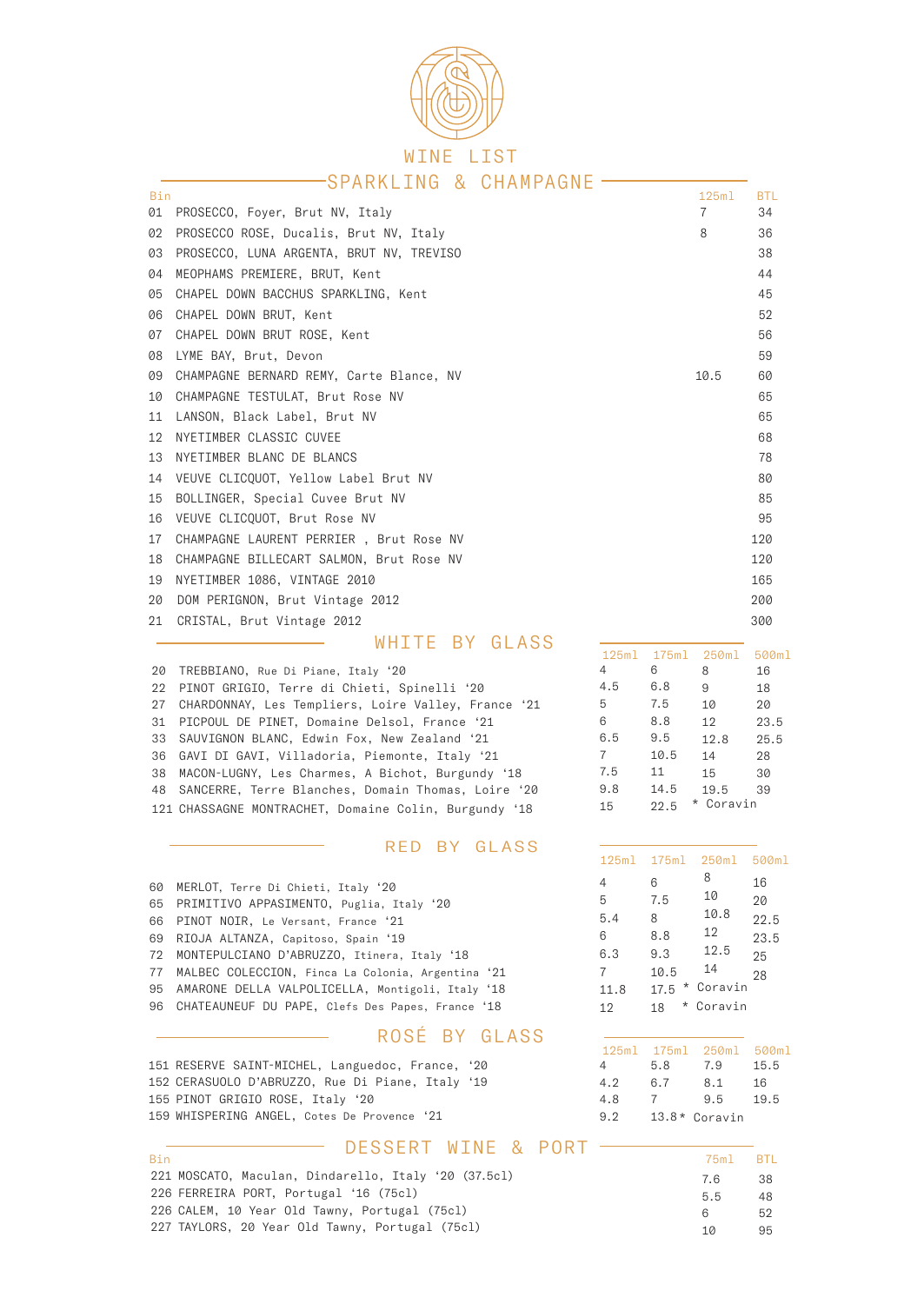# WINE LIST

## SPARKLING & CHAMPAGNE

| Bin | | 125ml | BTL |
|---|---|---|---|
| 01 | PROSECCO, Foyer, Brut NV, Italy | 7 | 34 |
| 02 | PROSECCO ROSE, Ducalis, Brut NV, Italy | 8 | 36 |
| 03 | PROSECCO, LUNA ARGENTA, BRUT NV, TREVISO | | 38 |
| 04 | MEOPHAMS PREMIERE, BRUT, Kent | | 44 |
| 05 | CHAPEL DOWN BACCHUS SPARKLING, Kent | | 45 |
| 06 | CHAPEL DOWN BRUT, Kent | | 52 |
| 07 | CHAPEL DOWN BRUT ROSE, Kent | | 56 |
| 08 | LYME BAY, Brut, Devon | | 59 |
| 09 | CHAMPAGNE BERNARD REMY, Carte Blance, NV | 10.5 | 60 |
| 10 | CHAMPAGNE TESTULAT, Brut Rose NV | | 65 |
| 11 | LANSON, Black Label, Brut NV | | 65 |
| 12 | NYETIMBER CLASSIC CUVEE | | 68 |
| 13 | NYETIMBER BLANC DE BLANCS | | 78 |
| 14 | VEUVE CLICQUOT, Yellow Label Brut NV | | 80 |
| 15 | BOLLINGER, Special Cuvee Brut NV | | 85 |
| 16 | VEUVE CLICQUOT, Brut Rose NV | | 95 |
| 17 | CHAMPAGNE LAURENT PERRIER , Brut Rose NV | | 120 |
| 18 | CHAMPAGNE BILLECART SALMON, Brut Rose NV | | 120 |
| 19 | NYETIMBER 1086, VINTAGE 2010 | | 165 |
| 20 | DOM PERIGNON, Brut Vintage 2012 | | 200 |
| 21 | CRISTAL, Brut Vintage 2012 | | 300 |

## WHITE BY GLASS

| Bin | | 125ml | 175ml | 250ml | 500ml |
|---|---|---|---|---|---|
| 20 | TREBBIANO, Rue Di Piane, Italy ‘20 | 4 | 6 | 8 | 16 |
| 22 | PINOT GRIGIO, Terre di Chieti, Spinelli ‘20 | 4.5 | 6.8 | 9 | 18 |
| 27 | CHARDONNAY, Les Templiers, Loire Valley, France ‘21 | 5 | 7.5 | 10 | 20 |
| 31 | PICPOUL DE PINET, Domaine Delsol, France ‘21 | 6 | 8.8 | 12 | 23.5 |
| 33 | SAUVIGNON BLANC, Edwin Fox, New Zealand ‘21 | 6.5 | 9.5 | 12.8 | 25.5 |
| 36 | GAVI DI GAVI, Villadoria, Piemonte, Italy ‘21 | 7 | 10.5 | 14 | 28 |
| 38 | MACON-LUGNY, Les Charmes, A Bichot, Burgundy ‘18 | 7.5 | 11 | 15 | 30 |
| 48 | SANCERRE, Terre Blanches, Domain Thomas, Loire ‘20 | 9.8 | 14.5 | 19.5 | 39 |
| 121 | CHASSAGNE MONTRACHET, Domaine Colin, Burgundy ‘18 | 15 | 22.5 | * Coravin | |

## RED BY GLASS

| Bin | | 125ml | 175ml | 250ml | 500ml |
|---|---|---|---|---|---|
| 60 | MERLOT, Terre Di Chieti, Italy ‘20 | 4 | 6 | 8 | 16 |
| 65 | PRIMITIVO APPASIMENTO, Puglia, Italy ‘20 | 5 | 7.5 | 10 | 20 |
| 66 | PINOT NOIR, Le Versant, France ‘21 | 5.4 | 8 | 10.8 | 22.5 |
| 69 | RIOJA ALTANZA, Capitoso, Spain ‘19 | 6 | 8.8 | 12 | 23.5 |
| 72 | MONTEPULCIANO D’ABRUZZO, Itinera, Italy ‘18 | 6.3 | 9.3 | 12.5 | 25 |
| 77 | MALBEC COLECCION, Finca La Colonia, Argentina ‘21 | 7 | 10.5 | 14 | 28 |
| 95 | AMARONE DELLA VALPOLICELLA, Montigoli, Italy ‘18 | 11.8 | 17.5 | * Coravin | |
| 96 | CHATEAUNEUF DU PAPE, Clefs Des Papes, France ‘18 | 12 | 18 | * Coravin | |

## ROSÉ BY GLASS

| Bin | | 125ml | 175ml | 250ml | 500ml |
|---|---|---|---|---|---|
| 151 | RESERVE SAINT-MICHEL, Languedoc, France, ‘20 | 4 | 5.8 | 7.9 | 15.5 |
| 152 | CERASUOLO D’ABRUZZO, Rue Di Piane, Italy ‘19 | 4.2 | 6.7 | 8.1 | 16 |
| 155 | PINOT GRIGIO ROSE, Italy ‘20 | 4.8 | 7 | 9.5 | 19.5 |
| 159 | WHISPERING ANGEL, Cotes De Provence ‘21 | 9.2 | 13.8 | * Coravin | |

## DESSERT WINE & PORT

| Bin | | 75ml | BTL |
|---|---|---|---|
| 221 | MOSCATO, Maculan, Dindarello, Italy ‘20 (37.5cl) | 7.6 | 38 |
| 226 | FERREIRA PORT, Portugal ‘16 (75cl) | 5.5 | 48 |
| 226 | CALEM, 10 Year Old Tawny, Portugal (75cl) | 6 | 52 |
| 227 | TAYLORS, 20 Year Old Tawny, Portugal (75cl) | 10 | 95 |